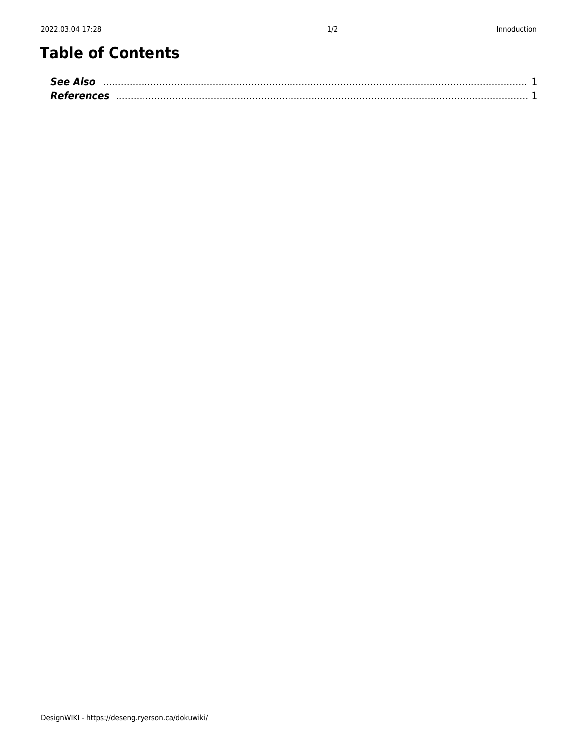# Table of Contents

***See Also*** ........................................................................................................................................ 1
***References*** ........................................................................................................................................ 1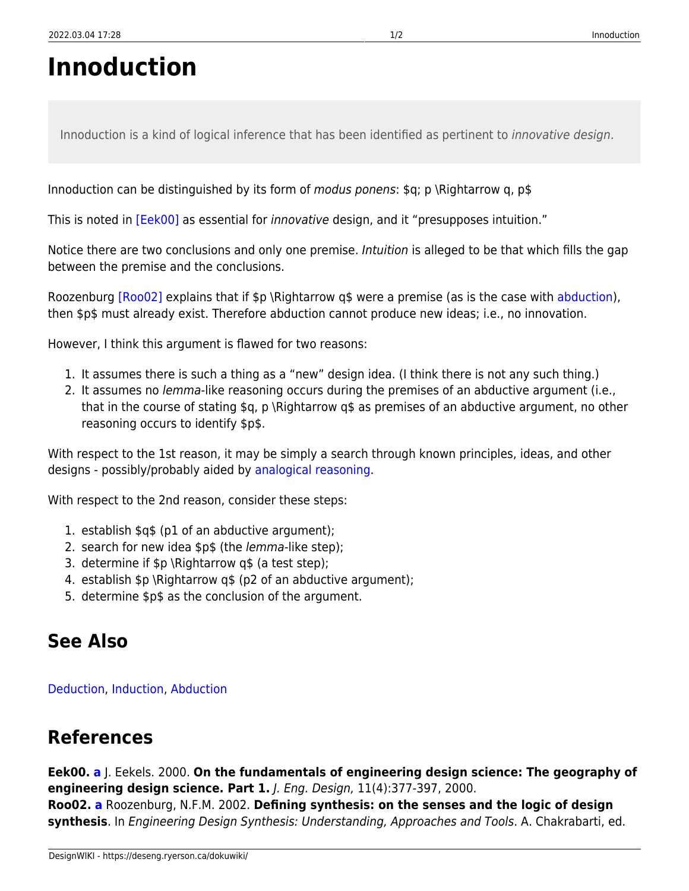# Innoduction

> Innoduction is a kind of logical inference that has been identified as pertinent to *innovative design*.

Innoduction can be distinguished by its form of *modus ponens*: $q; p \Rightarrow q, p$

This is noted in [Eek00] as essential for *innovative* design, and it "presupposes intuition."

Notice there are two conclusions and only one premise. *Intuition* is alleged to be that which fills the gap between the premise and the conclusions.

Roozenburg [Roo02] explains that if $p \Rightarrow q$ were a premise (as is the case with abduction), then $p$ must already exist. Therefore abduction cannot produce new ideas; i.e., no innovation.

However, I think this argument is flawed for two reasons:

1. It assumes there is such a thing as a "new" design idea. (I think there is not any such thing.)
2. It assumes no *lemma*-like reasoning occurs during the premises of an abductive argument (i.e., that in the course of stating $q, p \Rightarrow q$ as premises of an abductive argument, no other reasoning occurs to identify $p$.

With respect to the 1st reason, it may be simply a search through known principles, ideas, and other designs - possibly/probably aided by analogical reasoning.

With respect to the 2nd reason, consider these steps:

1. establish $q$ (p1 of an abductive argument);
2. search for new idea $p$ (the *lemma*-like step);
3. determine if $p \Rightarrow q$ (a test step);
4. establish $p \Rightarrow q$ (p2 of an abductive argument);
5. determine $p$ as the conclusion of the argument.

## See Also

Deduction, Induction, Abduction

## References

**Eek00. a** J. Eekels. 2000. **On the fundamentals of engineering design science: The geography of engineering design science. Part 1.** *J. Eng. Design,* 11(4):377-397, 2000.
**Roo02. a** Roozenburg, N.F.M. 2002. **Defining synthesis: on the senses and the logic of design synthesis**. In *Engineering Design Synthesis: Understanding, Approaches and Tools*. A. Chakrabarti, ed.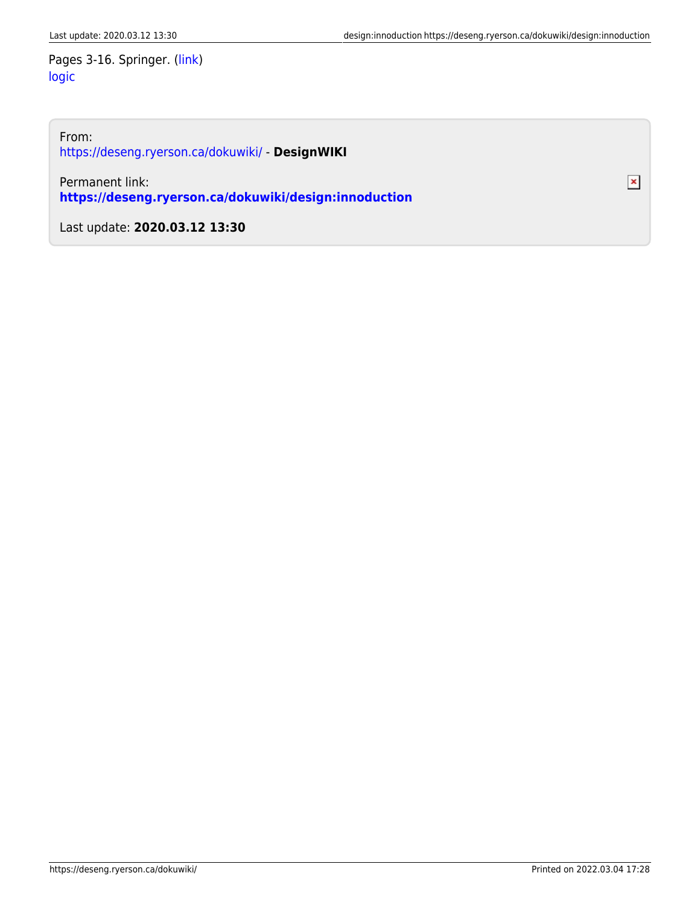Pages 3-16. Springer. (link)
logic

From:
https://deseng.ryerson.ca/dokuwiki/ - **DesignWIKI**

Permanent link:
**https://deseng.ryerson.ca/dokuwiki/design:innoduction**

Last update: **2020.03.12 13:30**